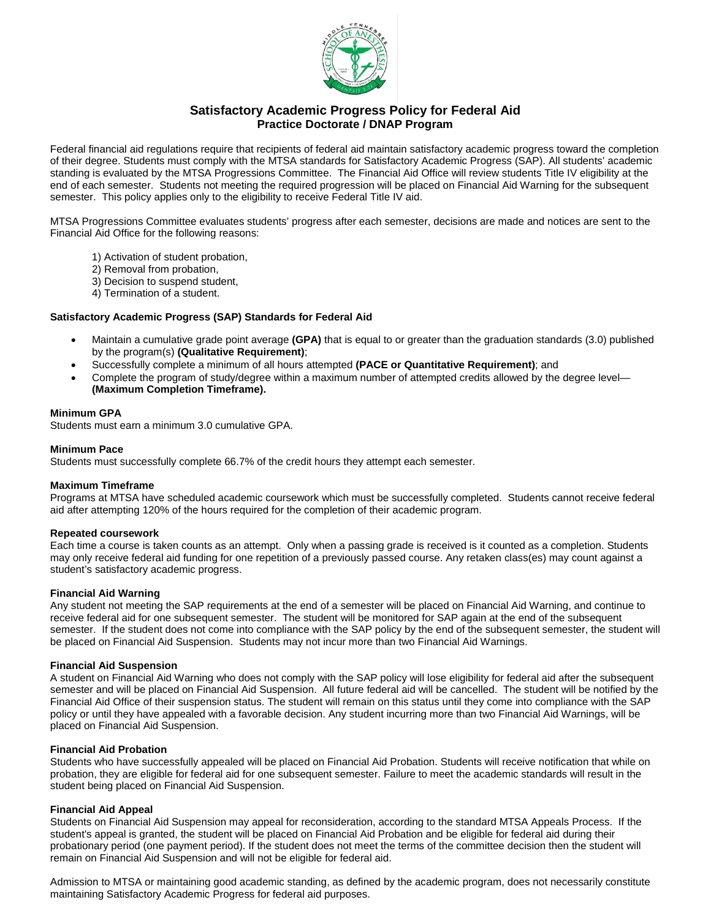# Satisfactory Academic Progress Policy for Federal Aid

## Practice Doctorate / DNAP Program

Federal financial aid regulations require that recipients of federal aid maintain satisfactory academic progress toward the completion of their degree. Students must comply with the MTSA standards for Satisfactory Academic Progress (SAP). All students' academic standing is evaluated by the MTSA Progressions Committee. The Financial Aid Office will review students Title IV eligibility at the end of each semester. Students not meeting the required progression will be placed on Financial Aid Warning for the subsequent semester. This policy applies only to the eligibility to receive Federal Title IV aid.

MTSA Progressions Committee evaluates students' progress after each semester, decisions are made and notices are sent to the Financial Aid Office for the following reasons:

1) Activation of student probation,
2) Removal from probation,
3) Decision to suspend student,
4) Termination of a student.

**Satisfactory Academic Progress (SAP) Standards for Federal Aid**

- Maintain a cumulative grade point average **(GPA)** that is equal to or greater than the graduation standards (3.0) published by the program(s) **(Qualitative Requirement)**;
- Successfully complete a minimum of all hours attempted **(PACE or Quantitative Requirement)**; and
- Complete the program of study/degree within a maximum number of attempted credits allowed by the degree level—**(Maximum Completion Timeframe).**

**Minimum GPA**
Students must earn a minimum 3.0 cumulative GPA.

**Minimum Pace**
Students must successfully complete 66.7% of the credit hours they attempt each semester.

**Maximum Timeframe**
Programs at MTSA have scheduled academic coursework which must be successfully completed. Students cannot receive federal aid after attempting 120% of the hours required for the completion of their academic program.

**Repeated coursework**
Each time a course is taken counts as an attempt. Only when a passing grade is received is it counted as a completion. Students may only receive federal aid funding for one repetition of a previously passed course. Any retaken class(es) may count against a student's satisfactory academic progress.

**Financial Aid Warning**
Any student not meeting the SAP requirements at the end of a semester will be placed on Financial Aid Warning, and continue to receive federal aid for one subsequent semester. The student will be monitored for SAP again at the end of the subsequent semester. If the student does not come into compliance with the SAP policy by the end of the subsequent semester, the student will be placed on Financial Aid Suspension. Students may not incur more than two Financial Aid Warnings.

**Financial Aid Suspension**
A student on Financial Aid Warning who does not comply with the SAP policy will lose eligibility for federal aid after the subsequent semester and will be placed on Financial Aid Suspension. All future federal aid will be cancelled. The student will be notified by the Financial Aid Office of their suspension status. The student will remain on this status until they come into compliance with the SAP policy or until they have appealed with a favorable decision. Any student incurring more than two Financial Aid Warnings, will be placed on Financial Aid Suspension.

**Financial Aid Probation**
Students who have successfully appealed will be placed on Financial Aid Probation. Students will receive notification that while on probation, they are eligible for federal aid for one subsequent semester. Failure to meet the academic standards will result in the student being placed on Financial Aid Suspension.

**Financial Aid Appeal**
Students on Financial Aid Suspension may appeal for reconsideration, according to the standard MTSA Appeals Process. If the student's appeal is granted, the student will be placed on Financial Aid Probation and be eligible for federal aid during their probationary period (one payment period). If the student does not meet the terms of the committee decision then the student will remain on Financial Aid Suspension and will not be eligible for federal aid.

Admission to MTSA or maintaining good academic standing, as defined by the academic program, does not necessarily constitute maintaining Satisfactory Academic Progress for federal aid purposes.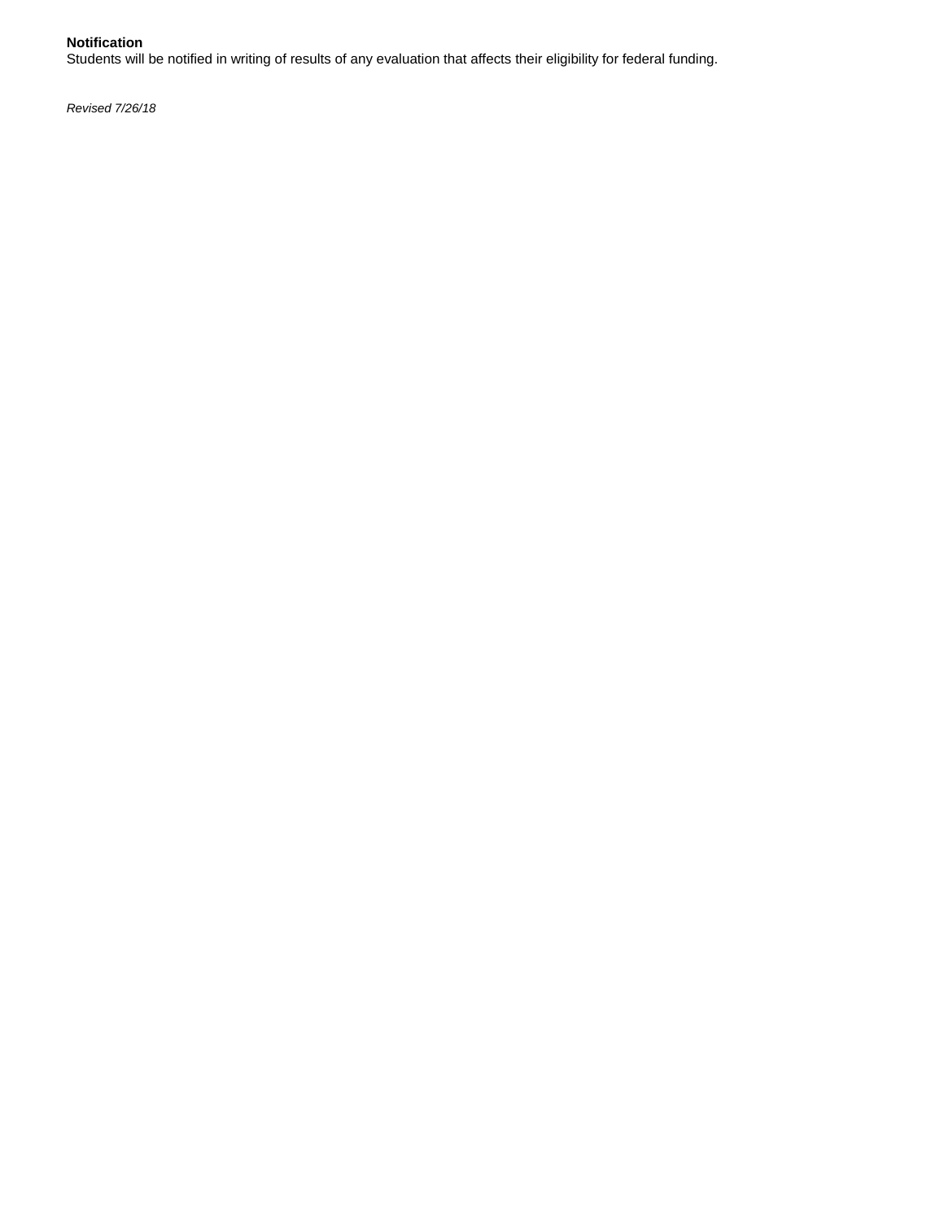**Notification**
Students will be notified in writing of results of any evaluation that affects their eligibility for federal funding.

*Revised 7/26/18*